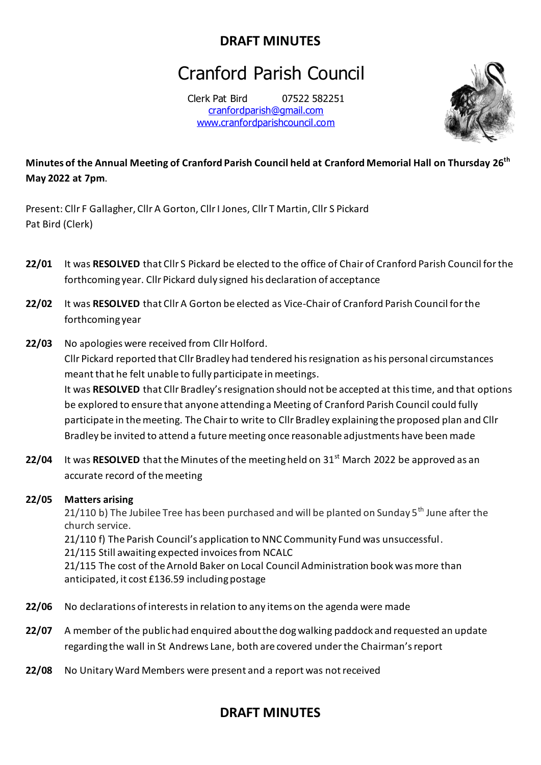**DRAFT MINUTES**

# Cranford Parish Council

Clerk Pat Bird 07522 582251
cranfordparish@gmail.com
www.cranfordparishcouncil.com

**Minutes of the Annual Meeting of Cranford Parish Council held at Cranford Memorial Hall on Thursday 26th May 2022 at 7pm.**

Present: Cllr F Gallagher, Cllr A Gorton, Cllr I Jones, Cllr T Martin, Cllr S Pickard
Pat Bird (Clerk)

**22/01** It was **RESOLVED** that Cllr S Pickard be elected to the office of Chair of Cranford Parish Council for the forthcoming year. Cllr Pickard duly signed his declaration of acceptance

**22/02** It was **RESOLVED** that Cllr A Gorton be elected as Vice-Chair of Cranford Parish Council for the forthcoming year

**22/03** No apologies were received from Cllr Holford.
Cllr Pickard reported that Cllr Bradley had tendered his resignation as his personal circumstances meant that he felt unable to fully participate in meetings.
It was **RESOLVED** that Cllr Bradley's resignation should not be accepted at this time, and that options be explored to ensure that anyone attending a Meeting of Cranford Parish Council could fully participate in the meeting. The Chair to write to Cllr Bradley explaining the proposed plan and Cllr Bradley be invited to attend a future meeting once reasonable adjustments have been made

**22/04** It was **RESOLVED** that the Minutes of the meeting held on 31st March 2022 be approved as an accurate record of the meeting

**22/05** **Matters arising**
21/110 b) The Jubilee Tree has been purchased and will be planted on Sunday 5th June after the church service.
21/110 f) The Parish Council's application to NNC Community Fund was unsuccessful.
21/115 Still awaiting expected invoices from NCALC
21/115 The cost of the Arnold Baker on Local Council Administration book was more than anticipated, it cost £136.59 including postage

**22/06** No declarations of interests in relation to any items on the agenda were made

**22/07** A member of the public had enquired about the dog walking paddock and requested an update regarding the wall in St Andrews Lane, both are covered under the Chairman's report

**22/08** No Unitary Ward Members were present and a report was not received

**DRAFT MINUTES**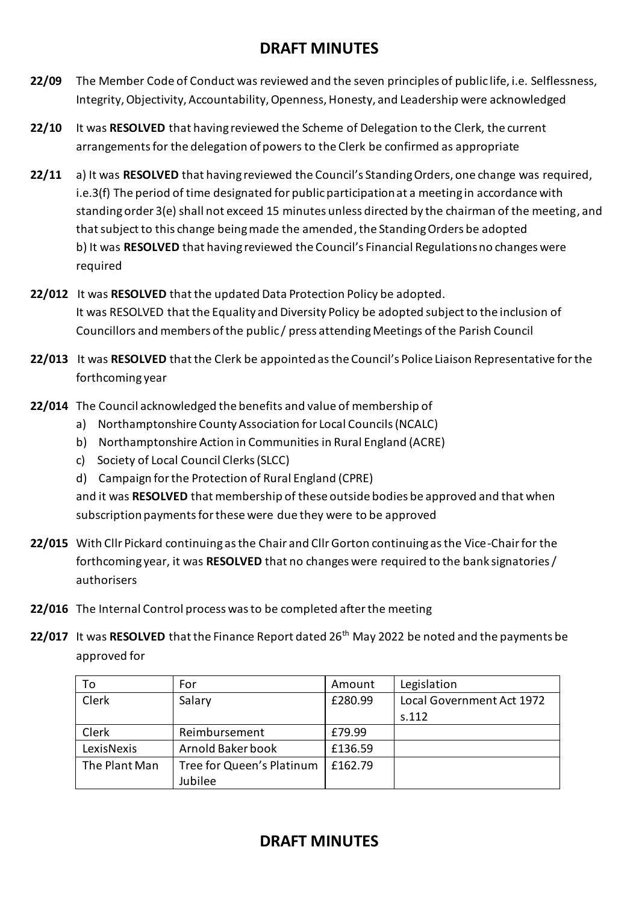# DRAFT MINUTES

**22/09** The Member Code of Conduct was reviewed and the seven principles of public life, i.e. Selflessness, Integrity, Objectivity, Accountability, Openness, Honesty, and Leadership were acknowledged

**22/10** It was **RESOLVED** that having reviewed the Scheme of Delegation to the Clerk, the current arrangements for the delegation of powers to the Clerk be confirmed as appropriate

**22/11** a) It was **RESOLVED** that having reviewed the Council's Standing Orders, one change was required, i.e.3(f) The period of time designated for public participation at a meeting in accordance with standing order 3(e) shall not exceed 15 minutes unless directed by the chairman of the meeting, and that subject to this change being made the amended, the Standing Orders be adopted
b) It was **RESOLVED** that having reviewed the Council's Financial Regulations no changes were required

**22/012** It was **RESOLVED** that the updated Data Protection Policy be adopted.
It was RESOLVED that the Equality and Diversity Policy be adopted subject to the inclusion of Councillors and members of the public / press attending Meetings of the Parish Council

**22/013** It was **RESOLVED** that the Clerk be appointed as the Council's Police Liaison Representative for the forthcoming year

**22/014** The Council acknowledged the benefits and value of membership of

a) Northamptonshire County Association for Local Councils (NCALC)
b) Northamptonshire Action in Communities in Rural England (ACRE)
c) Society of Local Council Clerks (SLCC)
d) Campaign for the Protection of Rural England (CPRE)

and it was **RESOLVED** that membership of these outside bodies be approved and that when subscription payments for these were due they were to be approved

**22/015** With Cllr Pickard continuing as the Chair and Cllr Gorton continuing as the Vice-Chair for the forthcoming year, it was **RESOLVED** that no changes were required to the bank signatories / authorisers

**22/016** The Internal Control process was to be completed after the meeting

**22/017** It was **RESOLVED** that the Finance Report dated 26th May 2022 be noted and the payments be approved for

| To | For | Amount | Legislation |
|---|---|---|---|
| Clerk | Salary | £280.99 | Local Government Act 1972 s.112 |
| Clerk | Reimbursement | £79.99 | |
| LexisNexis | Arnold Baker book | £136.59 | |
| The Plant Man | Tree for Queen's Platinum Jubilee | £162.79 | |

# DRAFT MINUTES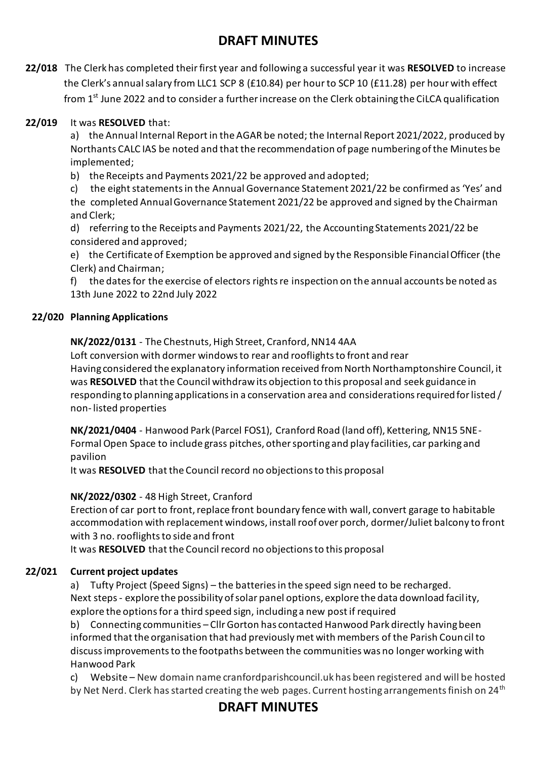**22/018** The Clerk has completed their first year and following a successful year it was **RESOLVED** to increase the Clerk's annual salary from LLC1 SCP 8 (£10.84) per hour to SCP 10 (£11.28) per hour with effect from 1st June 2022 and to consider a further increase on the Clerk obtaining the CiLCA qualification

**22/019** It was **RESOLVED** that:

a) the Annual Internal Report in the AGAR be noted; the Internal Report 2021/2022, produced by Northants CALC IAS be noted and that the recommendation of page numbering of the Minutes be implemented;

b) the Receipts and Payments 2021/22 be approved and adopted;

c) the eight statements in the Annual Governance Statement 2021/22 be confirmed as 'Yes' and the completed Annual Governance Statement 2021/22 be approved and signed by the Chairman and Clerk;

d) referring to the Receipts and Payments 2021/22, the Accounting Statements 2021/22 be considered and approved;

e) the Certificate of Exemption be approved and signed by the Responsible Financial Officer (the Clerk) and Chairman;

f) the dates for the exercise of electors rights re inspection on the annual accounts be noted as 13th June 2022 to 22nd July 2022

**22/020 Planning Applications**

**NK/2022/0131** - The Chestnuts, High Street, Cranford, NN14 4AA
Loft conversion with dormer windows to rear and rooflights to front and rear
Having considered the explanatory information received from North Northamptonshire Council, it was **RESOLVED** that the Council withdraw its objection to this proposal and seek guidance in responding to planning applications in a conservation area and considerations required for listed / non- listed properties

**NK/2021/0404** - Hanwood Park (Parcel FOS1), Cranford Road (land off), Kettering, NN15 5NE - Formal Open Space to include grass pitches, other sporting and play facilities, car parking and pavilion
It was **RESOLVED** that the Council record no objections to this proposal

**NK/2022/0302** - 48 High Street, Cranford
Erection of car port to front, replace front boundary fence with wall, convert garage to habitable accommodation with replacement windows, install roof over porch, dormer/Juliet balcony to front with 3 no. rooflights to side and front
It was **RESOLVED** that the Council record no objections to this proposal

**22/021 Current project updates**

a) Tufty Project (Speed Signs) – the batteries in the speed sign need to be recharged. Next steps - explore the possibility of solar panel options, explore the data download facility, explore the options for a third speed sign, including a new post if required

b) Connecting communities – Cllr Gorton has contacted Hanwood Park directly having been informed that the organisation that had previously met with members of the Parish Council to discuss improvements to the footpaths between the communities was no longer working with Hanwood Park

c) Website – New domain name cranfordparishcouncil.uk has been registered and will be hosted by Net Nerd. Clerk has started creating the web pages. Current hosting arrangements finish on 24th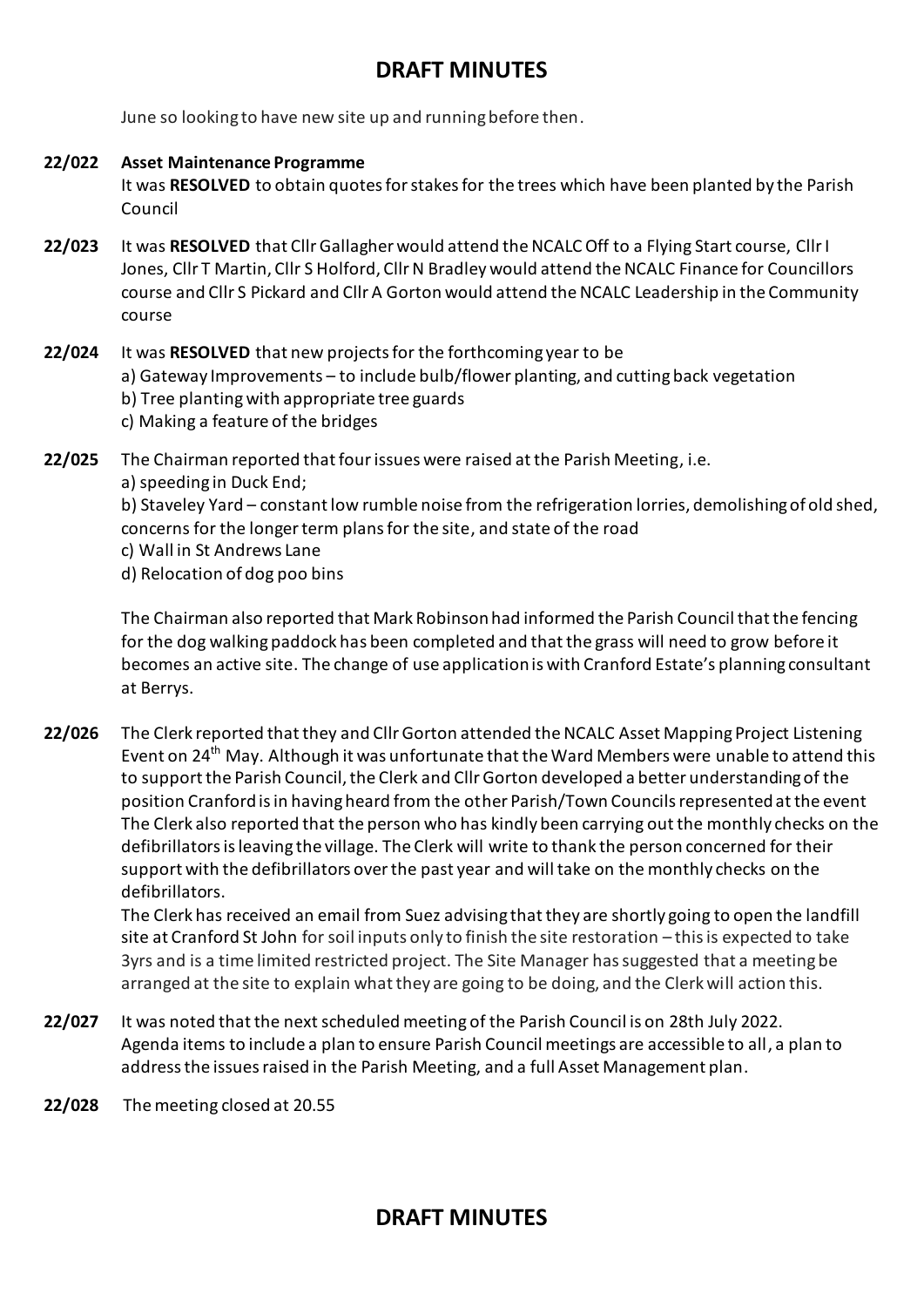June so looking to have new site up and running before then.

**22/022 Asset Maintenance Programme**
It was **RESOLVED** to obtain quotes for stakes for the trees which have been planted by the Parish Council

**22/023** It was **RESOLVED** that Cllr Gallagher would attend the NCALC Off to a Flying Start course, Cllr I Jones, Cllr T Martin, Cllr S Holford, Cllr N Bradley would attend the NCALC Finance for Councillors course and Cllr S Pickard and Cllr A Gorton would attend the NCALC Leadership in the Community course

**22/024** It was **RESOLVED** that new projects for the forthcoming year to be
a) Gateway Improvements – to include bulb/flower planting, and cutting back vegetation
b) Tree planting with appropriate tree guards
c) Making a feature of the bridges

**22/025** The Chairman reported that four issues were raised at the Parish Meeting, i.e.
a) speeding in Duck End;
b) Staveley Yard – constant low rumble noise from the refrigeration lorries, demolishing of old shed, concerns for the longer term plans for the site, and state of the road
c) Wall in St Andrews Lane
d) Relocation of dog poo bins

The Chairman also reported that Mark Robinson had informed the Parish Council that the fencing for the dog walking paddock has been completed and that the grass will need to grow before it becomes an active site. The change of use application is with Cranford Estate's planning consultant at Berrys.

**22/026** The Clerk reported that they and Cllr Gorton attended the NCALC Asset Mapping Project Listening Event on 24th May. Although it was unfortunate that the Ward Members were unable to attend this to support the Parish Council, the Clerk and Cllr Gorton developed a better understanding of the position Cranford is in having heard from the other Parish/Town Councils represented at the event
The Clerk also reported that the person who has kindly been carrying out the monthly checks on the defibrillators is leaving the village. The Clerk will write to thank the person concerned for their support with the defibrillators over the past year and will take on the monthly checks on the defibrillators.
The Clerk has received an email from Suez advising that they are shortly going to open the landfill site at Cranford St John for soil inputs only to finish the site restoration – this is expected to take 3yrs and is a time limited restricted project. The Site Manager has suggested that a meeting be arranged at the site to explain what they are going to be doing, and the Clerk will action this.

**22/027** It was noted that the next scheduled meeting of the Parish Council is on 28th July 2022.
Agenda items to include a plan to ensure Parish Council meetings are accessible to all, a plan to address the issues raised in the Parish Meeting, and a full Asset Management plan.

**22/028** The meeting closed at 20.55